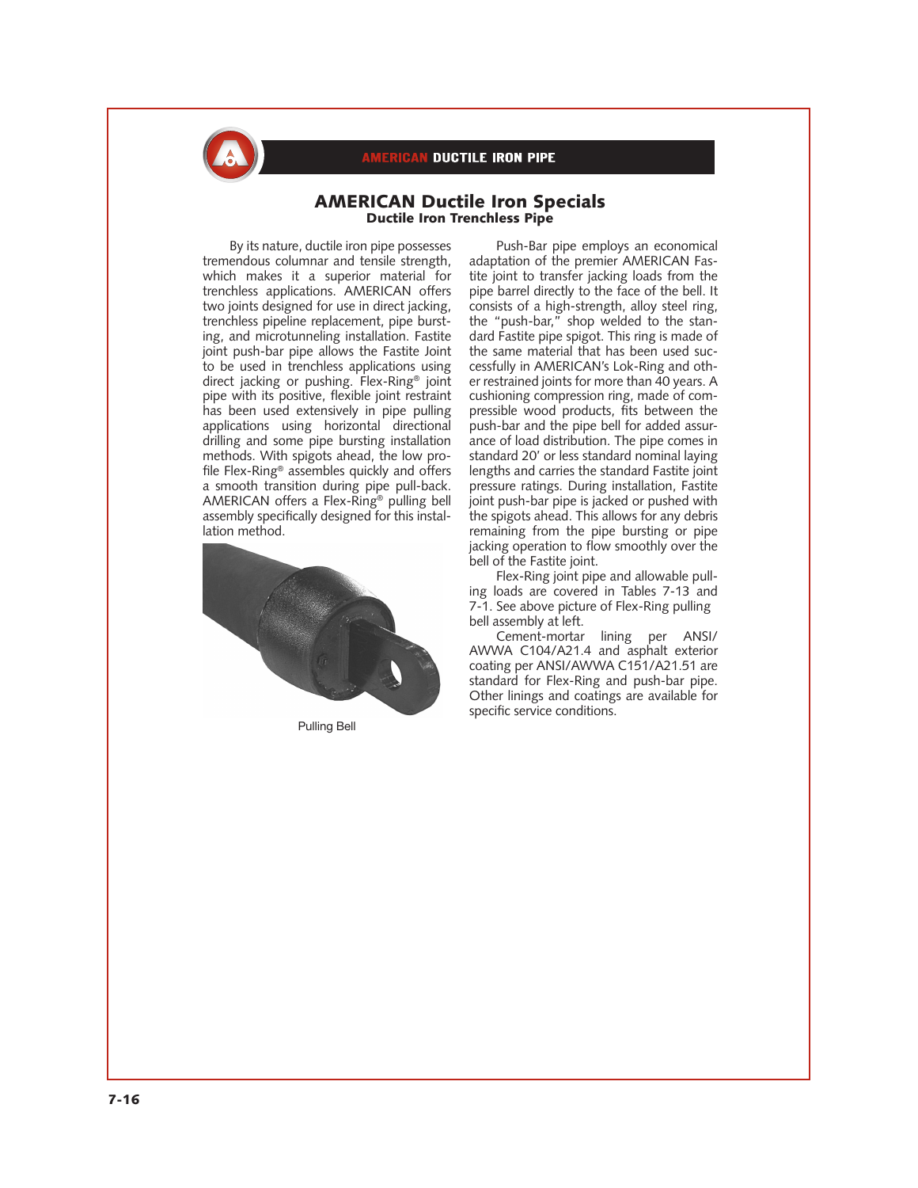# AMERICAN Ductile Iron Specials

## Ductile Iron Trenchless Pipe

By its nature, ductile iron pipe possesses tremendous columnar and tensile strength, which makes it a superior material for trenchless applications. AMERICAN offers two joints designed for use in direct jacking, trenchless pipeline replacement, pipe bursting, and microtunneling installation. Fastite joint push-bar pipe allows the Fastite Joint to be used in trenchless applications using direct jacking or pushing. Flex-Ring® joint pipe with its positive, flexible joint restraint has been used extensively in pipe pulling applications using horizontal directional drilling and some pipe bursting installation methods. With spigots ahead, the low profile Flex-Ring® assembles quickly and offers a smooth transition during pipe pull-back. AMERICAN offers a Flex-Ring® pulling bell assembly specifically designed for this installation method.

Pulling Bell

Push-Bar pipe employs an economical adaptation of the premier AMERICAN Fastite joint to transfer jacking loads from the pipe barrel directly to the face of the bell. It consists of a high-strength, alloy steel ring, the "push-bar," shop welded to the standard Fastite pipe spigot. This ring is made of the same material that has been used successfully in AMERICAN's Lok-Ring and other restrained joints for more than 40 years. A cushioning compression ring, made of compressible wood products, fits between the push-bar and the pipe bell for added assurance of load distribution. The pipe comes in standard 20' or less standard nominal laying lengths and carries the standard Fastite joint pressure ratings. During installation, Fastite joint push-bar pipe is jacked or pushed with the spigots ahead. This allows for any debris remaining from the pipe bursting or pipe jacking operation to flow smoothly over the bell of the Fastite joint.

Flex-Ring joint pipe and allowable pulling loads are covered in Tables 7-13 and 7-1. See above picture of Flex-Ring pulling bell assembly at left.

Cement-mortar lining per ANSI/AWWA C104/A21.4 and asphalt exterior coating per ANSI/AWWA C151/A21.51 are standard for Flex-Ring and push-bar pipe. Other linings and coatings are available for specific service conditions.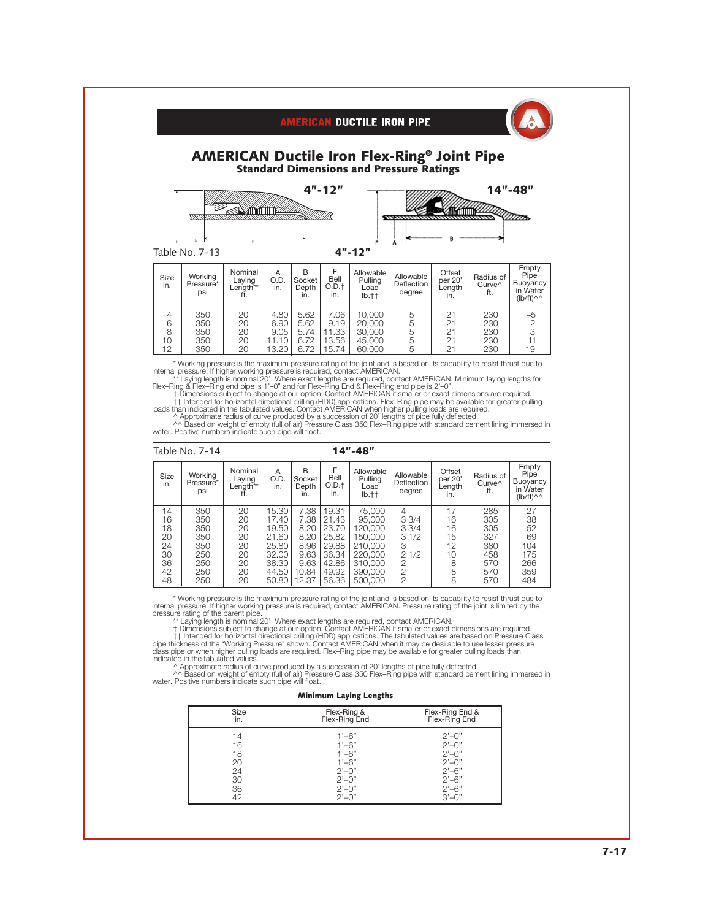# AMERICAN Ductile Iron Flex-Ring® Joint Pipe

## Standard Dimensions and Pressure Ratings

4"-12"

14"-48"

Table No. 7-13

**4"-12"**

| Size in. | Working Pressure* psi | Nominal Laying Length** ft. | A O.D. in. | B Socket Depth in. | F Bell O.D.† in. | Allowable Pulling Load lb.†† | Allowable Deflection degree | Offset per 20' Length in. | Radius of Curve^ ft. | Empty Pipe Buoyancy in Water (lb/ft)^^ |
|---|---|---|---|---|---|---|---|---|---|---|
| 4 | 350 | 20 | 4.80 | 5.62 | 7.06 | 10,000 | 5 | 21 | 230 | –5 |
| 6 | 350 | 20 | 6.90 | 5.62 | 9.19 | 20,000 | 5 | 21 | 230 | –2 |
| 8 | 350 | 20 | 9.05 | 5.74 | 11.33 | 30,000 | 5 | 21 | 230 | 3 |
| 10 | 350 | 20 | 11.10 | 6.72 | 13.56 | 45,000 | 5 | 21 | 230 | 11 |
| 12 | 350 | 20 | 13.20 | 6.72 | 15.74 | 60,000 | 5 | 21 | 230 | 19 |

\* Working pressure is the maximum pressure rating of the joint and is based on its capability to resist thrust due to internal pressure. If higher working pressure is required, contact AMERICAN.

\*\* Laying length is nominal 20'. Where exact lengths are required, contact AMERICAN. Minimum laying lengths for Flex–Ring & Flex–Ring end pipe is 1'–0" and for Flex–Ring End & Flex–Ring end pipe is 2'–0".

† Dimensions subject to change at our option. Contact AMERICAN if smaller or exact dimensions are required.

†† Intended for horizontal directional drilling (HDD) applications. Flex–Ring pipe may be available for greater pulling loads than indicated in the tabulated values. Contact AMERICAN when higher pulling loads are required.

^ Approximate radius of curve produced by a succession of 20' lengths of pipe fully deflected.

^^ Based on weight of empty (full of air) Pressure Class 350 Flex–Ring pipe with standard cement lining immersed in water. Positive numbers indicate such pipe will float.

Table No. 7-14

**14"-48"**

| Size in. | Working Pressure* psi | Nominal Laying Length** ft. | A O.D. in. | B Socket Depth in. | F Bell O.D.† in. | Allowable Pulling Load lb.†† | Allowable Deflection degree | Offset per 20' Length in. | Radius of Curve^ ft. | Empty Pipe Buoyancy in Water (lb/ft)^^ |
|---|---|---|---|---|---|---|---|---|---|---|
| 14 | 350 | 20 | 15.30 | 7.38 | 19.31 | 75,000 | 4 | 17 | 285 | 27 |
| 16 | 350 | 20 | 17.40 | 7.38 | 21.43 | 95,000 | 3 3/4 | 16 | 305 | 38 |
| 18 | 350 | 20 | 19.50 | 8.20 | 23.70 | 120,000 | 3 3/4 | 16 | 305 | 52 |
| 20 | 350 | 20 | 21.60 | 8.20 | 25.82 | 150,000 | 3 1/2 | 15 | 327 | 69 |
| 24 | 350 | 20 | 25.80 | 8.96 | 29.88 | 210,000 | 3 | 12 | 380 | 104 |
| 30 | 250 | 20 | 32.00 | 9.63 | 36.34 | 220,000 | 2 1/2 | 10 | 458 | 175 |
| 36 | 250 | 20 | 38.30 | 9.63 | 42.86 | 310,000 | 2 | 8 | 570 | 266 |
| 42 | 250 | 20 | 44.50 | 10.84 | 49.92 | 390,000 | 2 | 8 | 570 | 359 |
| 48 | 250 | 20 | 50.80 | 12.37 | 56.36 | 500,000 | 2 | 8 | 570 | 484 |

\* Working pressure is the maximum pressure rating of the joint and is based on its capability to resist thrust due to internal pressure. If higher working pressure is required, contact AMERICAN. Pressure rating of the joint is limited by the pressure rating of the parent pipe.

\*\* Laying length is nominal 20'. Where exact lengths are required, contact AMERICAN.

† Dimensions subject to change at our option. Contact AMERICAN if smaller or exact dimensions are required.

†† Intended for horizontal directional drilling (HDD) applications. The tabulated values are based on Pressure Class pipe thickness of the "Working Pressure" shown. Contact AMERICAN when it may be desirable to use lesser pressure class pipe or when higher pulling loads are required. Flex–Ring pipe may be available for greater pulling loads than indicated in the tabulated values.

^ Approximate radius of curve produced by a succession of 20' lengths of pipe fully deflected.

^^ Based on weight of empty (full of air) Pressure Class 350 Flex–Ring pipe with standard cement lining immersed in water. Positive numbers indicate such pipe will float.

**Minimum Laying Lengths**

| Size in. | Flex-Ring & Flex-Ring End | Flex-Ring End & Flex-Ring End |
|---|---|---|
| 14 | 1'–6" | 2'–0" |
| 16 | 1'–6" | 2'–0" |
| 18 | 1'–6" | 2'–0" |
| 20 | 1'–6" | 2'–0" |
| 24 | 2'–0" | 2'–6" |
| 30 | 2'–0" | 2'–6" |
| 36 | 2'–0" | 2'–6" |
| 42 | 2'–0" | 3'–0" |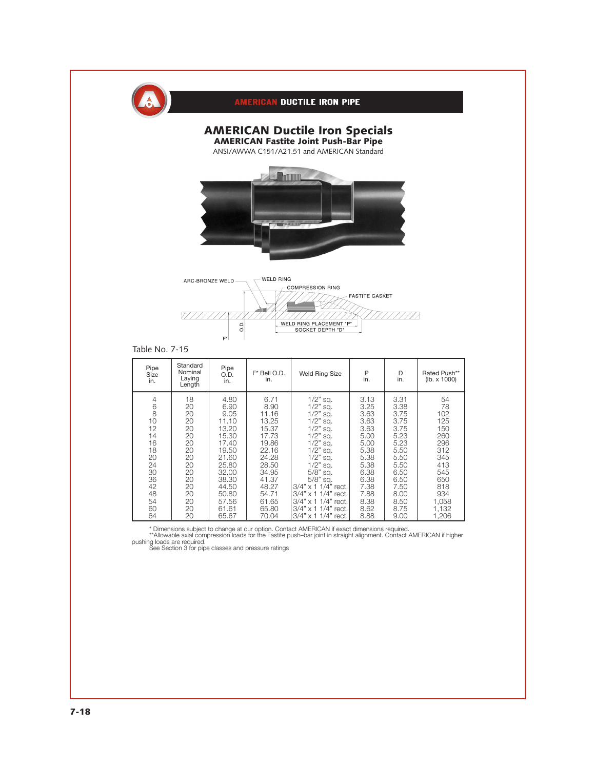# AMERICAN Ductile Iron Specials

## AMERICAN Fastite Joint Push-Bar Pipe

ANSI/AWWA C151/A21.51 and AMERICAN Standard

ARC-BRONZE WELD
WELD RING
COMPRESSION RING
FASTITE GASKET
WELD RING PLACEMENT "P"
SOCKET DEPTH "D"
O.D.
F*

Table No. 7-15

| Pipe Size in. | Standard Nominal Laying Length | Pipe O.D. in. | F* Bell O.D. in. | Weld Ring Size | P in. | D in. | Rated Push** (lb. x 1000) |
|---|---|---|---|---|---|---|---|
| 4 | 18 | 4.80 | 6.71 | 1/2" sq. | 3.13 | 3.31 | 54 |
| 6 | 20 | 6.90 | 8.90 | 1/2" sq. | 3.25 | 3.38 | 78 |
| 8 | 20 | 9.05 | 11.16 | 1/2" sq. | 3.63 | 3.75 | 102 |
| 10 | 20 | 11.10 | 13.25 | 1/2" sq. | 3.63 | 3.75 | 125 |
| 12 | 20 | 13.20 | 15.37 | 1/2" sq. | 3.63 | 3.75 | 150 |
| 14 | 20 | 15.30 | 17.73 | 1/2" sq. | 5.00 | 5.23 | 260 |
| 16 | 20 | 17.40 | 19.86 | 1/2" sq. | 5.00 | 5.23 | 296 |
| 18 | 20 | 19.50 | 22.16 | 1/2" sq. | 5.38 | 5.50 | 312 |
| 20 | 20 | 21.60 | 24.28 | 1/2" sq. | 5.38 | 5.50 | 345 |
| 24 | 20 | 25.80 | 28.50 | 1/2" sq. | 5.38 | 5.50 | 413 |
| 30 | 20 | 32.00 | 34.95 | 5/8" sq. | 6.38 | 6.50 | 545 |
| 36 | 20 | 38.30 | 41.37 | 5/8" sq. | 6.38 | 6.50 | 650 |
| 42 | 20 | 44.50 | 48.27 | 3/4" x 1 1/4" rect. | 7.38 | 7.50 | 818 |
| 48 | 20 | 50.80 | 54.71 | 3/4" x 1 1/4" rect. | 7.88 | 8.00 | 934 |
| 54 | 20 | 57.56 | 61.65 | 3/4" x 1 1/4" rect. | 8.38 | 8.50 | 1,058 |
| 60 | 20 | 61.61 | 65.80 | 3/4" x 1 1/4" rect. | 8.62 | 8.75 | 1,132 |
| 64 | 20 | 65.67 | 70.04 | 3/4" x 1 1/4" rect. | 8.88 | 9.00 | 1,206 |

\* Dimensions subject to change at our option. Contact AMERICAN if exact dimensions required.
\*\*Allowable axial compression loads for the Fastite push–bar joint in straight alignment. Contact AMERICAN if higher pushing loads are required.
See Section 3 for pipe classes and pressure ratings